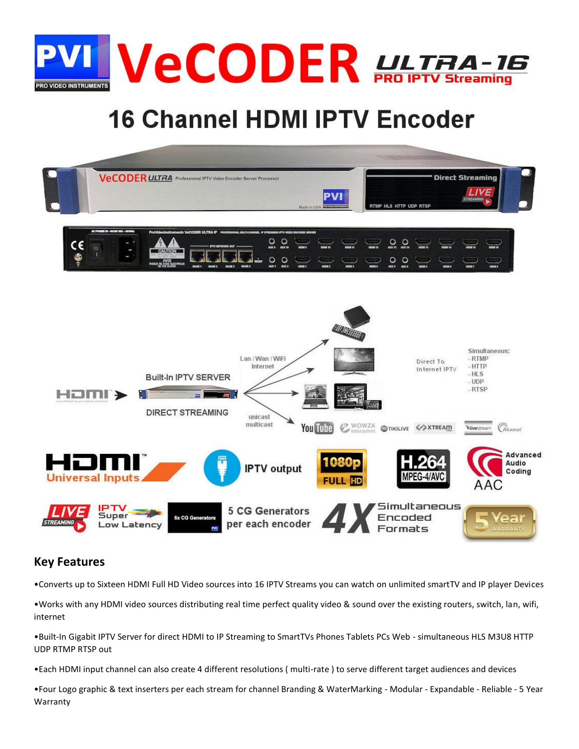# PVI VeCODER ULTRA-16

**PRO IPTV Streaming**

## 16 Channel HDMI IPTV Encoder

### Key Features

•Converts up to Sixteen HDMI Full HD Video sources into 16 IPTV Streams you can watch on unlimited smartTV and IP player Devices

•Works with any HDMI video sources distributing real time perfect quality video & sound over the existing routers, switch, lan, wifi, internet

•Built-In Gigabit IPTV Server for direct HDMI to IP Streaming to SmartTVs Phones Tablets PCs Web - simultaneous HLS M3U8 HTTP UDP RTMP RTSP out

•Each HDMI input channel can also create 4 different resolutions ( multi-rate ) to serve different target audiences and devices

•Four Logo graphic & text inserters per each stream for channel Branding & WaterMarking - Modular - Expandable - Reliable - 5 Year Warranty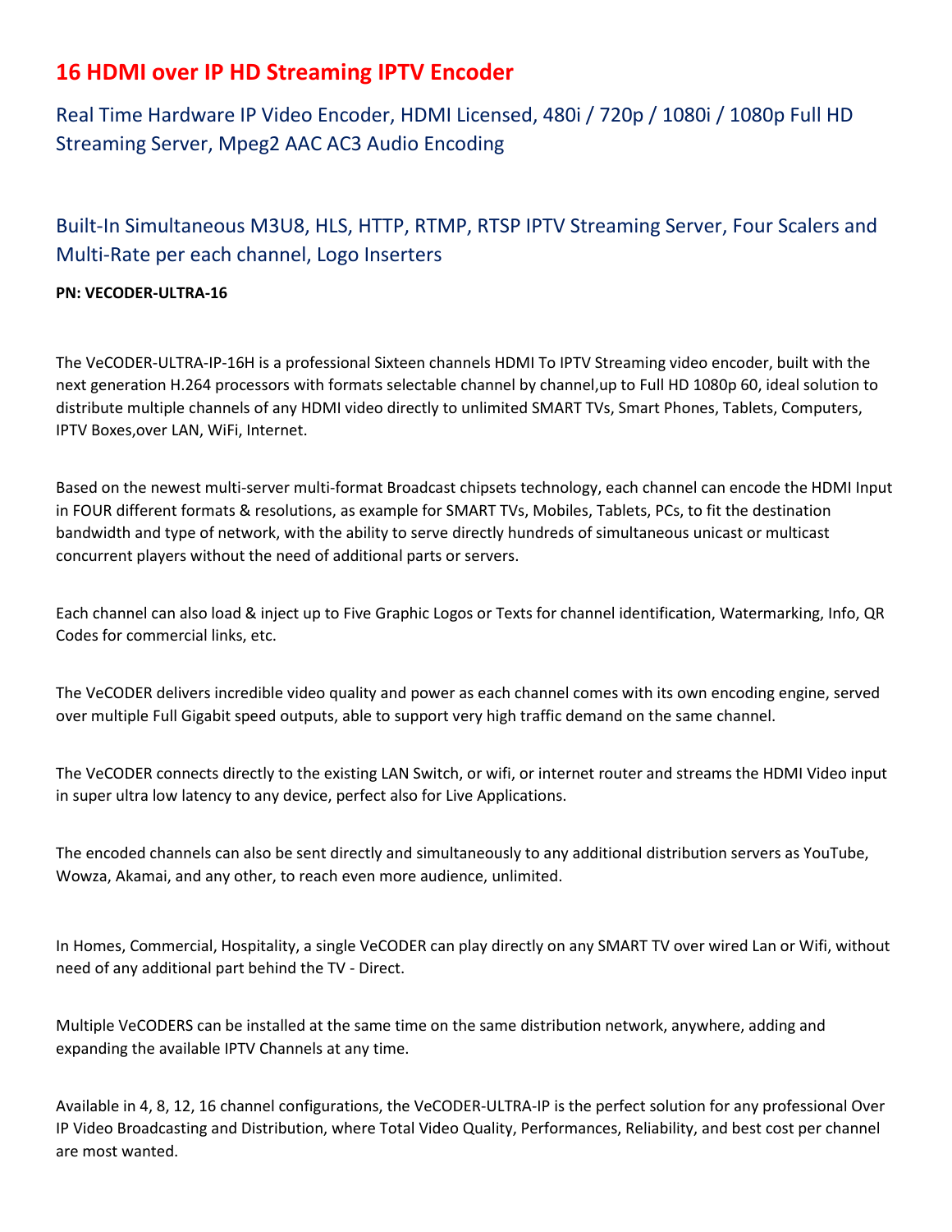# 16 HDMI over IP HD Streaming IPTV Encoder

## Real Time Hardware IP Video Encoder, HDMI Licensed, 480i / 720p / 1080i / 1080p Full HD Streaming Server, Mpeg2 AAC AC3 Audio Encoding

## Built-In Simultaneous M3U8, HLS, HTTP, RTMP, RTSP IPTV Streaming Server, Four Scalers and Multi-Rate per each channel, Logo Inserters

**PN: VECODER-ULTRA-16**

The VeCODER-ULTRA-IP-16H is a professional Sixteen channels HDMI To IPTV Streaming video encoder, built with the next generation H.264 processors with formats selectable channel by channel,up to Full HD 1080p 60, ideal solution to distribute multiple channels of any HDMI video directly to unlimited SMART TVs, Smart Phones, Tablets, Computers, IPTV Boxes,over LAN, WiFi, Internet.

Based on the newest multi-server multi-format Broadcast chipsets technology, each channel can encode the HDMI Input in FOUR different formats & resolutions, as example for SMART TVs, Mobiles, Tablets, PCs, to fit the destination bandwidth and type of network, with the ability to serve directly hundreds of simultaneous unicast or multicast concurrent players without the need of additional parts or servers.

Each channel can also load & inject up to Five Graphic Logos or Texts for channel identification, Watermarking, Info, QR Codes for commercial links, etc.

The VeCODER delivers incredible video quality and power as each channel comes with its own encoding engine, served over multiple Full Gigabit speed outputs, able to support very high traffic demand on the same channel.

The VeCODER connects directly to the existing LAN Switch, or wifi, or internet router and streams the HDMI Video input in super ultra low latency to any device, perfect also for Live Applications.

The encoded channels can also be sent directly and simultaneously to any additional distribution servers as YouTube, Wowza, Akamai, and any other, to reach even more audience, unlimited.

In Homes, Commercial, Hospitality, a single VeCODER can play directly on any SMART TV over wired Lan or Wifi, without need of any additional part behind the TV - Direct.

Multiple VeCODERS can be installed at the same time on the same distribution network, anywhere, adding and expanding the available IPTV Channels at any time.

Available in 4, 8, 12, 16 channel configurations, the VeCODER-ULTRA-IP is the perfect solution for any professional Over IP Video Broadcasting and Distribution, where Total Video Quality, Performances, Reliability, and best cost per channel are most wanted.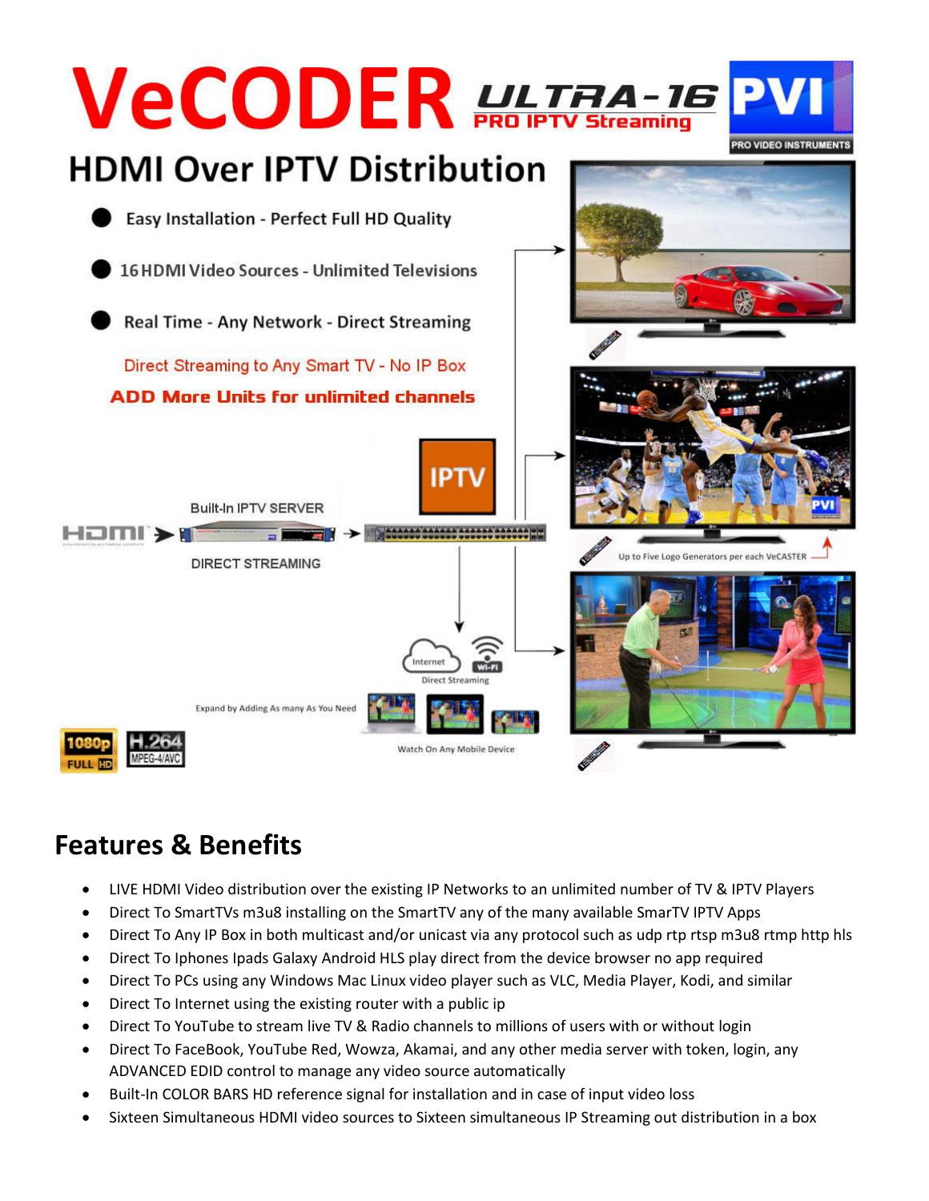# VeCODER ULTRA-16 PRO IPTV Streaming

PVI PRO VIDEO INSTRUMENTS

## HDMI Over IPTV Distribution

- Easy Installation - Perfect Full HD Quality
- 16 HDMI Video Sources - Unlimited Televisions
- Real Time - Any Network - Direct Streaming

Direct Streaming to Any Smart TV - No IP Box

**ADD More Units for unlimited channels**

HDMI → Built-In IPTV SERVER → IPTV

DIRECT STREAMING

Up to Five Logo Generators per each VeCASTER

Internet | Wi-Fi | Direct Streaming

Expand by Adding As many As You Need

Watch On Any Mobile Device

1080p FULL HD | H.264 MPEG-4/AVC

## Features & Benefits

- LIVE HDMI Video distribution over the existing IP Networks to an unlimited number of TV & IPTV Players
- Direct To SmartTVs m3u8 installing on the SmartTV any of the many available SmarTV IPTV Apps
- Direct To Any IP Box in both multicast and/or unicast via any protocol such as udp rtp rtsp m3u8 rtmp http hls
- Direct To Iphones Ipads Galaxy Android HLS play direct from the device browser no app required
- Direct To PCs using any Windows Mac Linux video player such as VLC, Media Player, Kodi, and similar
- Direct To Internet using the existing router with a public ip
- Direct To YouTube to stream live TV & Radio channels to millions of users with or without login
- Direct To FaceBook, YouTube Red, Wowza, Akamai, and any other media server with token, login, any ADVANCED EDID control to manage any video source automatically
- Built-In COLOR BARS HD reference signal for installation and in case of input video loss
- Sixteen Simultaneous HDMI video sources to Sixteen simultaneous IP Streaming out distribution in a box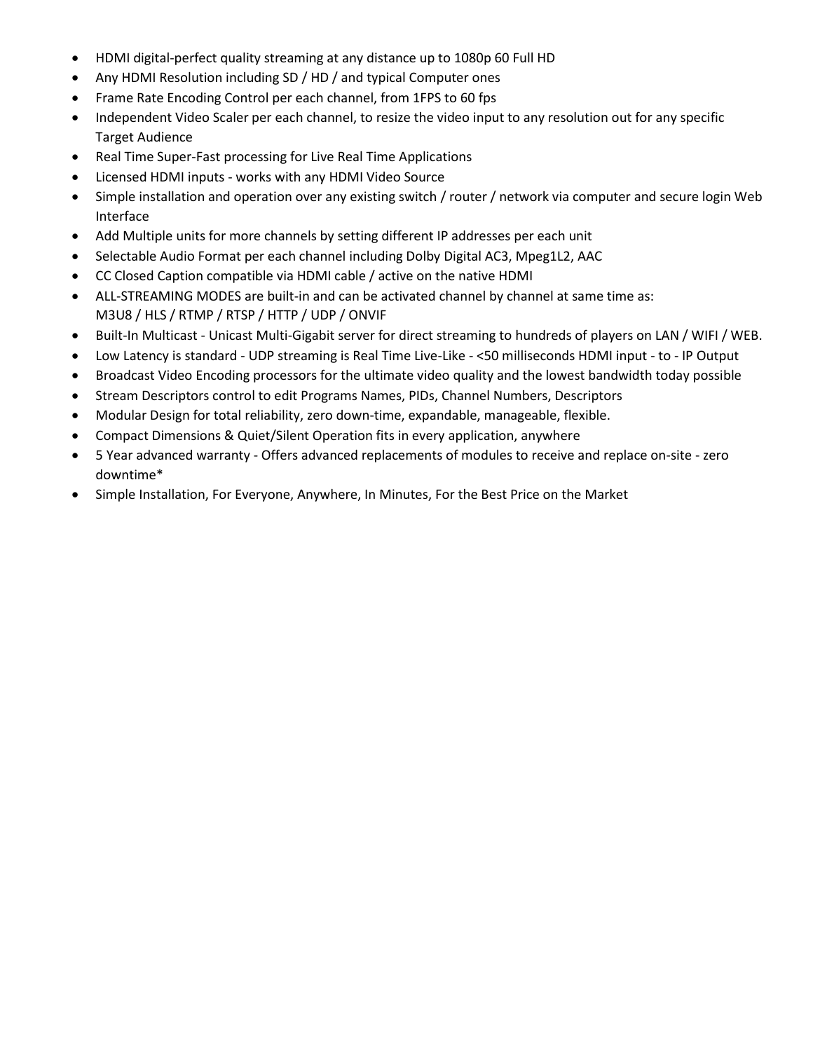- HDMI digital-perfect quality streaming at any distance up to 1080p 60 Full HD
- Any HDMI Resolution including SD / HD / and typical Computer ones
- Frame Rate Encoding Control per each channel, from 1FPS to 60 fps
- Independent Video Scaler per each channel, to resize the video input to any resolution out for any specific Target Audience
- Real Time Super-Fast processing for Live Real Time Applications
- Licensed HDMI inputs - works with any HDMI Video Source
- Simple installation and operation over any existing switch / router / network via computer and secure login Web Interface
- Add Multiple units for more channels by setting different IP addresses per each unit
- Selectable Audio Format per each channel including Dolby Digital AC3, Mpeg1L2, AAC
- CC Closed Caption compatible via HDMI cable / active on the native HDMI
- ALL-STREAMING MODES are built-in and can be activated channel by channel at same time as:
  M3U8 / HLS / RTMP / RTSP / HTTP / UDP / ONVIF
- Built-In Multicast - Unicast Multi-Gigabit server for direct streaming to hundreds of players on LAN / WIFI / WEB.
- Low Latency is standard - UDP streaming is Real Time Live-Like - <50 milliseconds HDMI input - to - IP Output
- Broadcast Video Encoding processors for the ultimate video quality and the lowest bandwidth today possible
- Stream Descriptors control to edit Programs Names, PIDs, Channel Numbers, Descriptors
- Modular Design for total reliability, zero down-time, expandable, manageable, flexible.
- Compact Dimensions & Quiet/Silent Operation fits in every application, anywhere
- 5 Year advanced warranty - Offers advanced replacements of modules to receive and replace on-site - zero downtime*
- Simple Installation, For Everyone, Anywhere, In Minutes, For the Best Price on the Market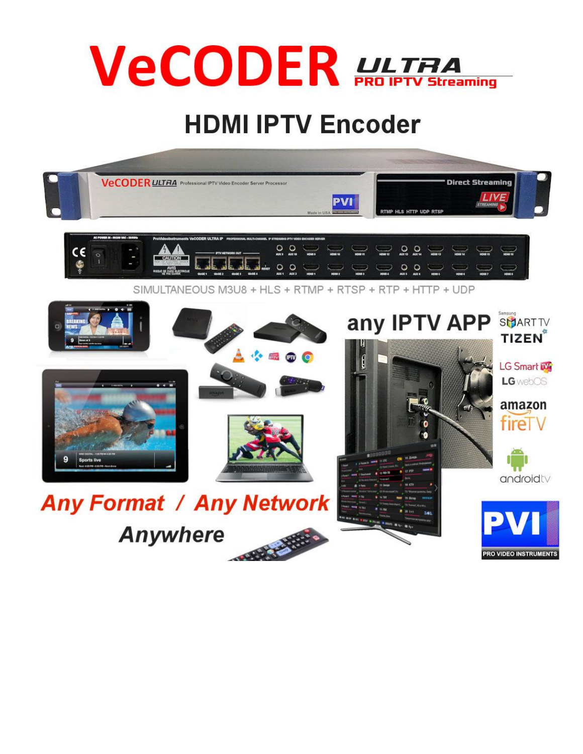# VeCODER ULTRA PRO IPTV Streaming

## HDMI IPTV Encoder

SIMULTANEOUS M3U8 + HLS + RTMP + RTSP + RTP + HTTP + UDP

any IPTV APP

***Any Format / Any Network***

***Anywhere***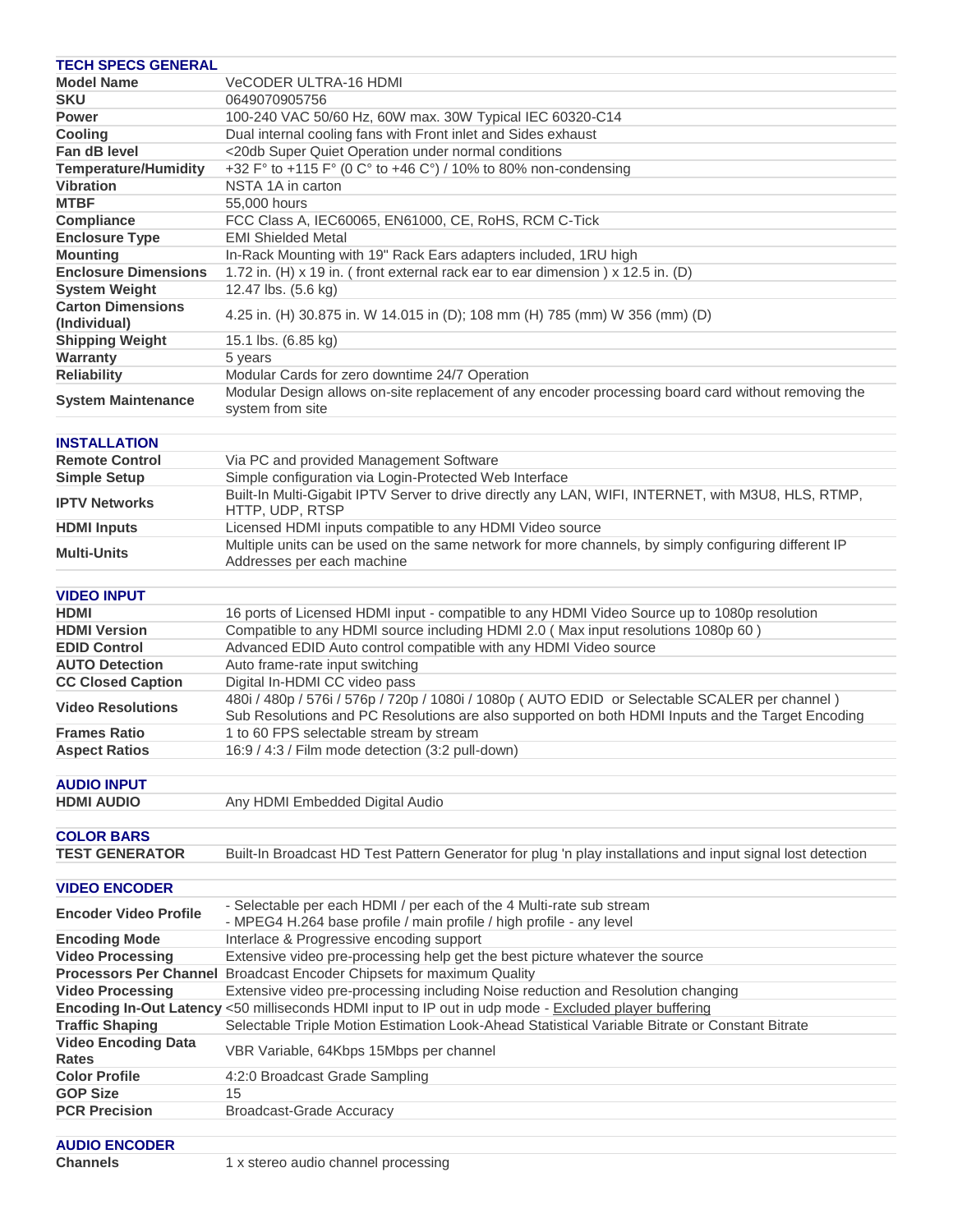| TECH SPECS GENERAL | |
|---|---|
| **Model Name** | VeCODER ULTRA-16 HDMI |
| **SKU** | 0649070905756 |
| **Power** | 100-240 VAC 50/60 Hz, 60W max. 30W Typical IEC 60320-C14 |
| **Cooling** | Dual internal cooling fans with Front inlet and Sides exhaust |
| **Fan dB level** | <20db Super Quiet Operation under normal conditions |
| **Temperature/Humidity** | +32 F° to +115 F° (0 C° to +46 C°) / 10% to 80% non-condensing |
| **Vibration** | NSTA 1A in carton |
| **MTBF** | 55,000 hours |
| **Compliance** | FCC Class A, IEC60065, EN61000, CE, RoHS, RCM C-Tick |
| **Enclosure Type** | EMI Shielded Metal |
| **Mounting** | In-Rack Mounting with 19" Rack Ears adapters included, 1RU high |
| **Enclosure Dimensions** | 1.72 in. (H) x 19 in. ( front external rack ear to ear dimension ) x 12.5 in. (D) |
| **System Weight** | 12.47 lbs. (5.6 kg) |
| **Carton Dimensions (Individual)** | 4.25 in. (H) 30.875 in. W 14.015 in (D); 108 mm (H) 785 (mm) W 356 (mm) (D) |
| **Shipping Weight** | 15.1 lbs. (6.85 kg) |
| **Warranty** | 5 years |
| **Reliability** | Modular Cards for zero downtime 24/7 Operation |
| **System Maintenance** | Modular Design allows on-site replacement of any encoder processing board card without removing the system from site |

| INSTALLATION | |
|---|---|
| **Remote Control** | Via PC and provided Management Software |
| **Simple Setup** | Simple configuration via Login-Protected Web Interface |
| **IPTV Networks** | Built-In Multi-Gigabit IPTV Server to drive directly any LAN, WIFI, INTERNET, with M3U8, HLS, RTMP, HTTP, UDP, RTSP |
| **HDMI Inputs** | Licensed HDMI inputs compatible to any HDMI Video source |
| **Multi-Units** | Multiple units can be used on the same network for more channels, by simply configuring different IP Addresses per each machine |

| VIDEO INPUT | |
|---|---|
| **HDMI** | 16 ports of Licensed HDMI input - compatible to any HDMI Video Source up to 1080p resolution |
| **HDMI Version** | Compatible to any HDMI source including HDMI 2.0 ( Max input resolutions 1080p 60 ) |
| **EDID Control** | Advanced EDID Auto control compatible with any HDMI Video source |
| **AUTO Detection** | Auto frame-rate input switching |
| **CC Closed Caption** | Digital In-HDMI CC video pass |
| **Video Resolutions** | 480i / 480p / 576i / 576p / 720p / 1080i / 1080p ( AUTO EDID or Selectable SCALER per channel ) Sub Resolutions and PC Resolutions are also supported on both HDMI Inputs and the Target Encoding |
| **Frames Ratio** | 1 to 60 FPS selectable stream by stream |
| **Aspect Ratios** | 16:9 / 4:3 / Film mode detection (3:2 pull-down) |

| AUDIO INPUT | |
|---|---|
| **HDMI AUDIO** | Any HDMI Embedded Digital Audio |

| COLOR BARS | |
|---|---|
| **TEST GENERATOR** | Built-In Broadcast HD Test Pattern Generator for plug 'n play installations and input signal lost detection |

| VIDEO ENCODER | |
|---|---|
| **Encoder Video Profile** | - Selectable per each HDMI / per each of the 4 Multi-rate sub stream<br>- MPEG4 H.264 base profile / main profile / high profile - any level |
| **Encoding Mode** | Interlace & Progressive encoding support |
| **Video Processing** | Extensive video pre-processing help get the best picture whatever the source |
| **Processors Per Channel** | Broadcast Encoder Chipsets for maximum Quality |
| **Video Processing** | Extensive video pre-processing including Noise reduction and Resolution changing |
| **Encoding In-Out Latency** | <50 milliseconds HDMI input to IP out in udp mode - Excluded player buffering |
| **Traffic Shaping** | Selectable Triple Motion Estimation Look-Ahead Statistical Variable Bitrate or Constant Bitrate |
| **Video Encoding Data Rates** | VBR Variable, 64Kbps 15Mbps per channel |
| **Color Profile** | 4:2:0 Broadcast Grade Sampling |
| **GOP Size** | 15 |
| **PCR Precision** | Broadcast-Grade Accuracy |

| AUDIO ENCODER | |
|---|---|
| **Channels** | 1 x stereo audio channel processing |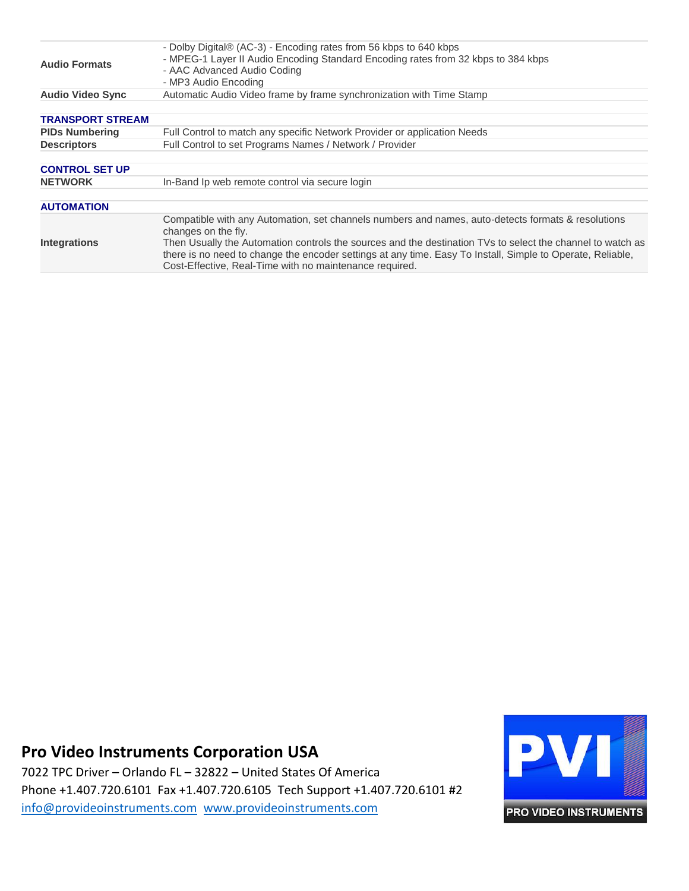| | |
|---|---|
| **Audio Formats** | - Dolby Digital® (AC-3) - Encoding rates from 56 kbps to 640 kbps<br>- MPEG-1 Layer II Audio Encoding Standard Encoding rates from 32 kbps to 384 kbps<br>- AAC Advanced Audio Coding<br>- MP3 Audio Encoding |
| **Audio Video Sync** | Automatic Audio Video frame by frame synchronization with Time Stamp |
| **TRANSPORT STREAM** | |
| **PIDs Numbering** | Full Control to match any specific Network Provider or application Needs |
| **Descriptors** | Full Control to set Programs Names / Network / Provider |
| **CONTROL SET UP** | |
| **NETWORK** | In-Band Ip web remote control via secure login |
| **AUTOMATION** | |
| **Integrations** | Compatible with any Automation, set channels numbers and names, auto-detects formats & resolutions changes on the fly.<br>Then Usually the Automation controls the sources and the destination TVs to select the channel to watch as there is no need to change the encoder settings at any time. Easy To Install, Simple to Operate, Reliable, Cost-Effective, Real-Time with no maintenance required. |

## Pro Video Instruments Corporation USA

7022 TPC Driver – Orlando FL – 32822 – United States Of America

Phone +1.407.720.6101 Fax +1.407.720.6105 Tech Support +1.407.720.6101 #2

info@provideoinstruments.com www.provideoinstruments.com

PVI PRO VIDEO INSTRUMENTS